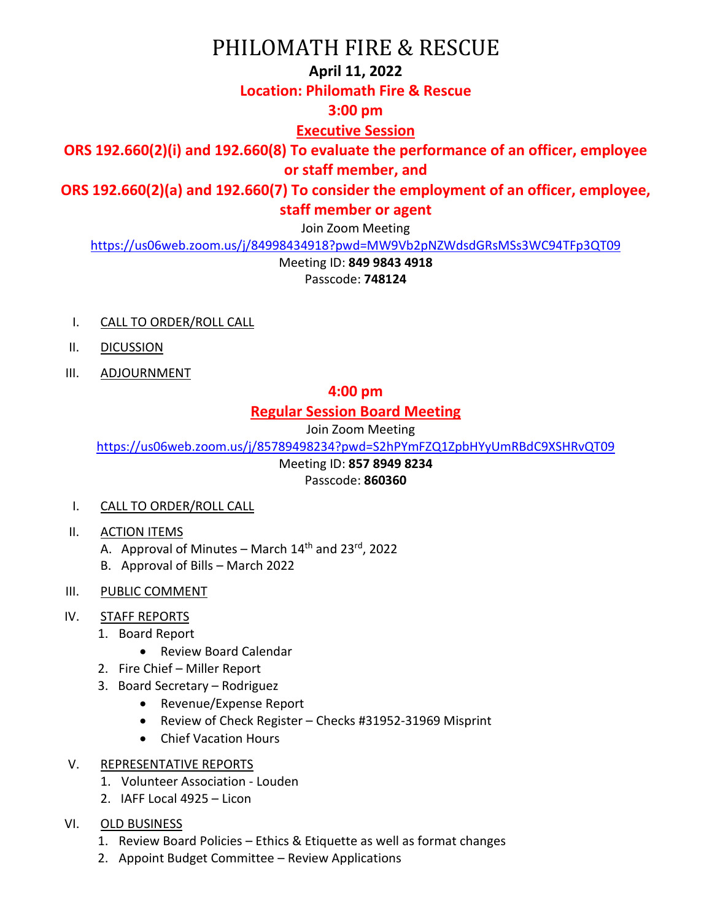# PHILOMATH FIRE & RESCUE

**April 11, 2022**

**Location: Philomath Fire & Rescue**

**3:00 pm**

**Executive Session**

**ORS 192.660(2)(i) and 192.660(8) To evaluate the performance of an officer, employee or staff member, and**

**ORS 192.660(2)(a) and 192.660(7) To consider the employment of an officer, employee, staff member or agent**

Join Zoom Meeting

https://us06web.zoom.us/j/84998434918?pwd=MW9Vb2pNZWdsdGRsMSs3WC94TFp3QT09

Meeting ID: **849 9843 4918**

Passcode: **748124**

I. CALL TO ORDER/ROLL CALL

II. DICUSSION

III. ADJOURNMENT

**4:00 pm**

**Regular Session Board Meeting**

Join Zoom Meeting

https://us06web.zoom.us/j/85789498234?pwd=S2hPYmFZQ1ZpbHYyUmRBdC9XSHRvQT09

Meeting ID: **857 8949 8234**

Passcode: **860360**

I. CALL TO ORDER/ROLL CALL

II. ACTION ITEMS
   - A. Approval of Minutes – March 14th and 23rd, 2022
   - B. Approval of Bills – March 2022

III. PUBLIC COMMENT

IV. STAFF REPORTS
   1. Board Report
      - Review Board Calendar
   2. Fire Chief – Miller Report
   3. Board Secretary – Rodriguez
      - Revenue/Expense Report
      - Review of Check Register – Checks #31952-31969 Misprint
      - Chief Vacation Hours

V. REPRESENTATIVE REPORTS
   1. Volunteer Association - Louden
   2. IAFF Local 4925 – Licon

VI. OLD BUSINESS
   1. Review Board Policies – Ethics & Etiquette as well as format changes
   2. Appoint Budget Committee – Review Applications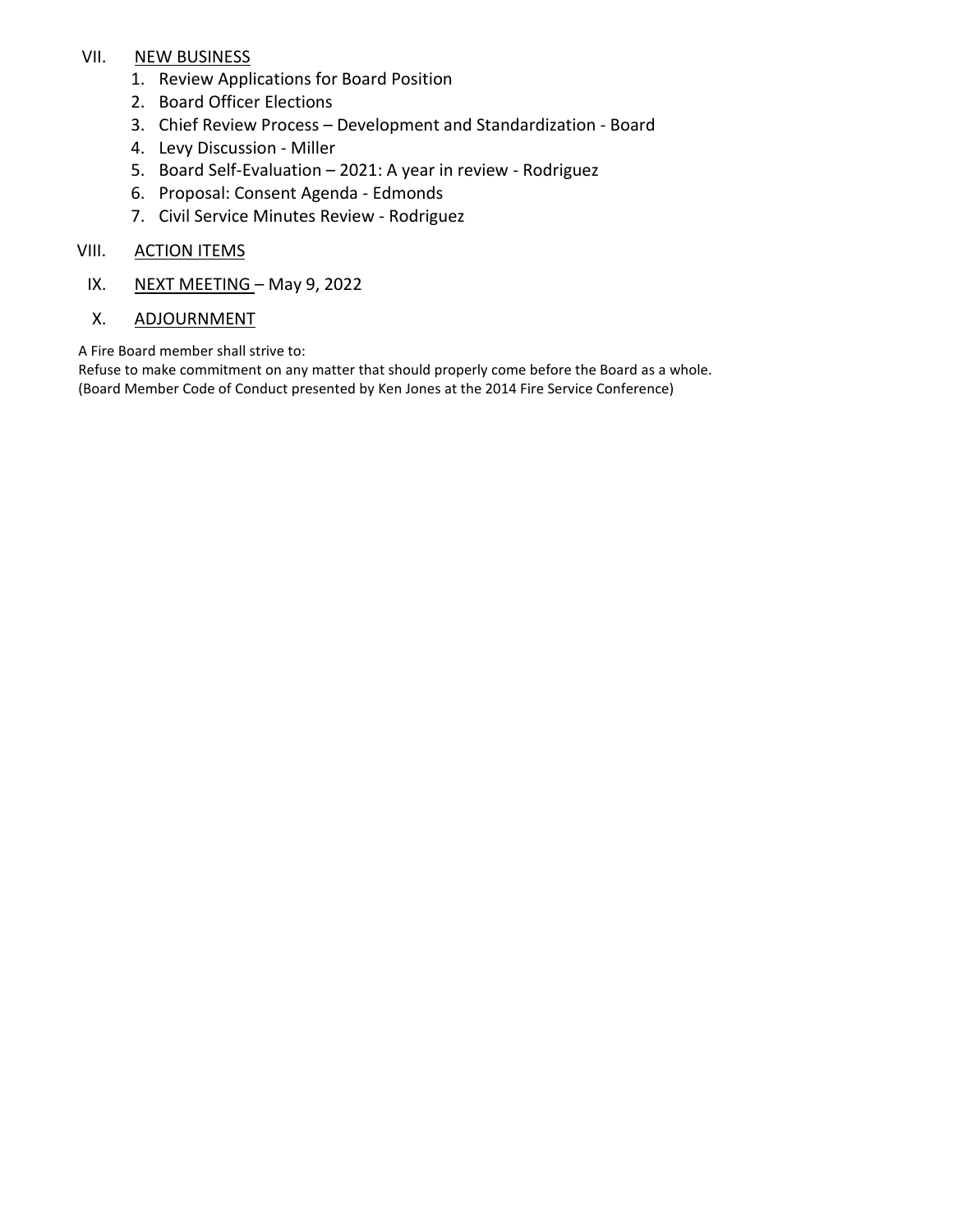VII. <u>NEW BUSINESS</u>

1. Review Applications for Board Position
2. Board Officer Elections
3. Chief Review Process – Development and Standardization - Board
4. Levy Discussion - Miller
5. Board Self-Evaluation – 2021: A year in review - Rodriguez
6. Proposal: Consent Agenda - Edmonds
7. Civil Service Minutes Review - Rodriguez

VIII. <u>ACTION ITEMS</u>

IX. <u>NEXT MEETING</u> – May 9, 2022

X. <u>ADJOURNMENT</u>

A Fire Board member shall strive to:
Refuse to make commitment on any matter that should properly come before the Board as a whole.
(Board Member Code of Conduct presented by Ken Jones at the 2014 Fire Service Conference)